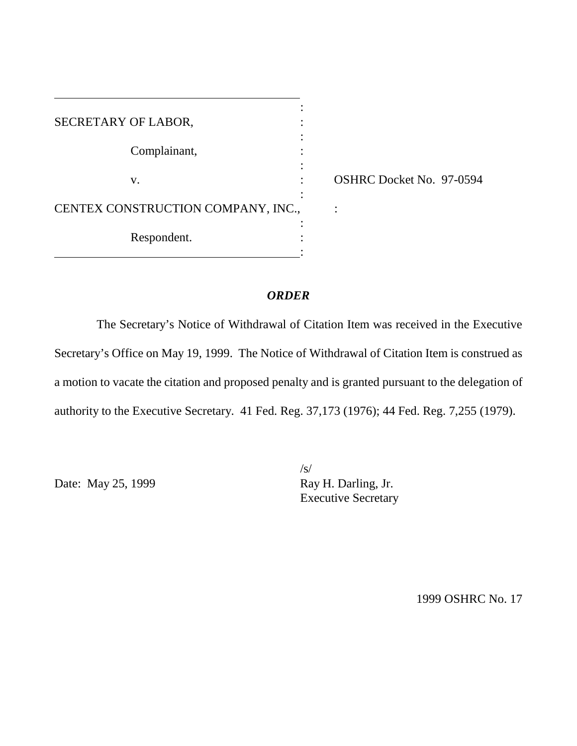SECRETARY OF LABOR,

Complainant,

v.

CENTEX CONSTRUCTION COMPANY, INC.,

Respondent.

OSHRC Docket No. 97-0594

***ORDER***

The Secretary's Notice of Withdrawal of Citation Item was received in the Executive Secretary's Office on May 19, 1999. The Notice of Withdrawal of Citation Item is construed as a motion to vacate the citation and proposed penalty and is granted pursuant to the delegation of authority to the Executive Secretary. 41 Fed. Reg. 37,173 (1976); 44 Fed. Reg. 7,255 (1979).

Date: May 25, 1999

/s/
Ray H. Darling, Jr.
Executive Secretary

1999 OSHRC No. 17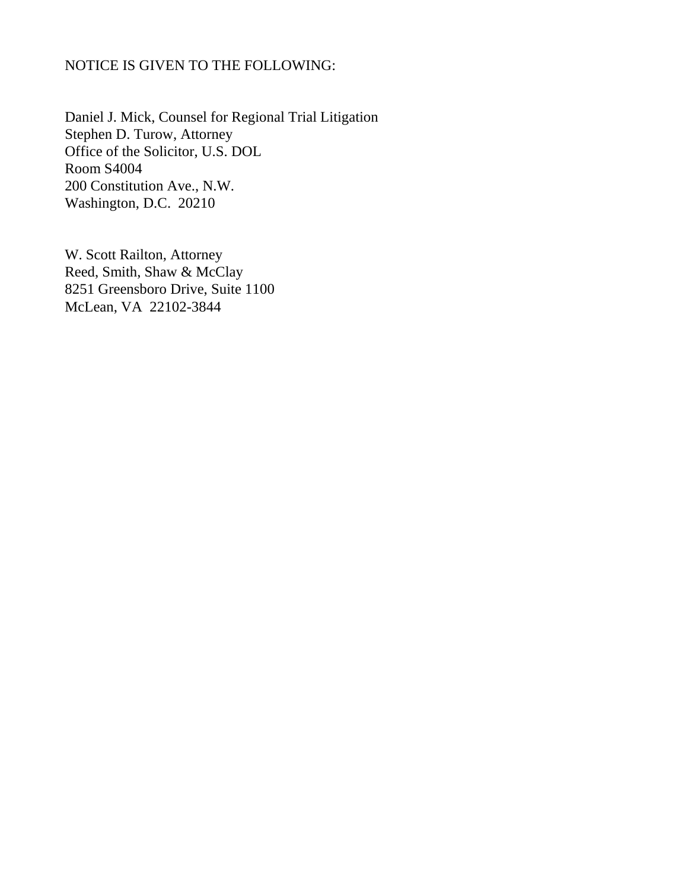NOTICE IS GIVEN TO THE FOLLOWING:

Daniel J. Mick, Counsel for Regional Trial Litigation
Stephen D. Turow, Attorney
Office of the Solicitor, U.S. DOL
Room S4004
200 Constitution Ave., N.W.
Washington, D.C. 20210

W. Scott Railton, Attorney
Reed, Smith, Shaw & McClay
8251 Greensboro Drive, Suite 1100
McLean, VA 22102-3844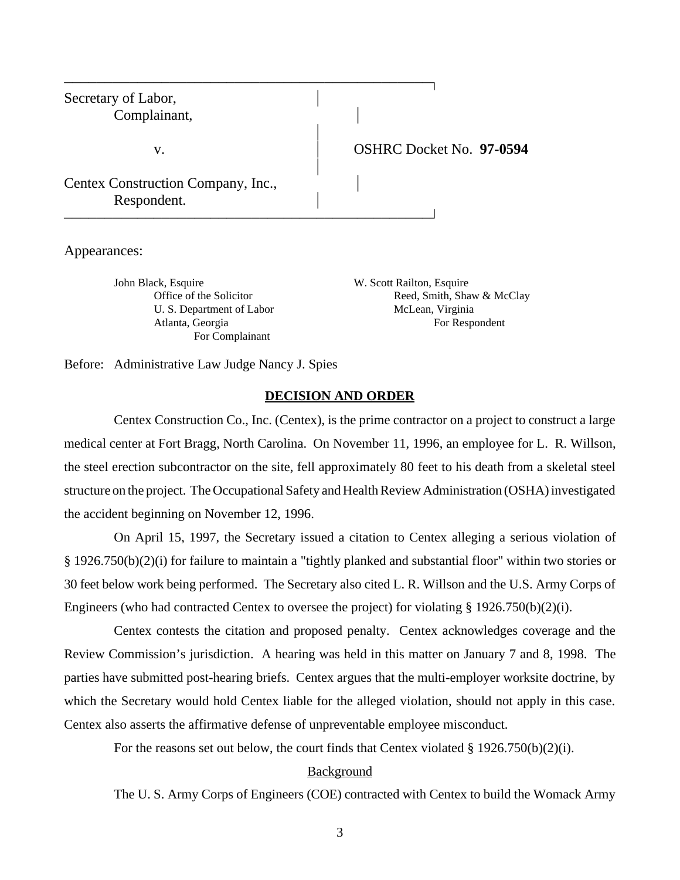| | |
|---|---|
| Secretary of Labor, Complainant, | |
| v. | OSHRC Docket No. **97-0594** |
| Centex Construction Company, Inc., Respondent. | |

Appearances:

| | |
|---|---|
| John Black, Esquire<br>Office of the Solicitor<br>U. S. Department of Labor<br>Atlanta, Georgia<br>For Complainant | W. Scott Railton, Esquire<br>Reed, Smith, Shaw & McClay<br>McLean, Virginia<br>For Respondent |

Before: Administrative Law Judge Nancy J. Spies

## DECISION AND ORDER

Centex Construction Co., Inc. (Centex), is the prime contractor on a project to construct a large medical center at Fort Bragg, North Carolina. On November 11, 1996, an employee for L. R. Willson, the steel erection subcontractor on the site, fell approximately 80 feet to his death from a skeletal steel structure on the project. The Occupational Safety and Health Review Administration (OSHA) investigated the accident beginning on November 12, 1996.

On April 15, 1997, the Secretary issued a citation to Centex alleging a serious violation of § 1926.750(b)(2)(i) for failure to maintain a "tightly planked and substantial floor" within two stories or 30 feet below work being performed. The Secretary also cited L. R. Willson and the U.S. Army Corps of Engineers (who had contracted Centex to oversee the project) for violating § 1926.750(b)(2)(i).

Centex contests the citation and proposed penalty. Centex acknowledges coverage and the Review Commission's jurisdiction. A hearing was held in this matter on January 7 and 8, 1998. The parties have submitted post-hearing briefs. Centex argues that the multi-employer worksite doctrine, by which the Secretary would hold Centex liable for the alleged violation, should not apply in this case. Centex also asserts the affirmative defense of unpreventable employee misconduct.

For the reasons set out below, the court finds that Centex violated § 1926.750(b)(2)(i).

### Background

The U. S. Army Corps of Engineers (COE) contracted with Centex to build the Womack Army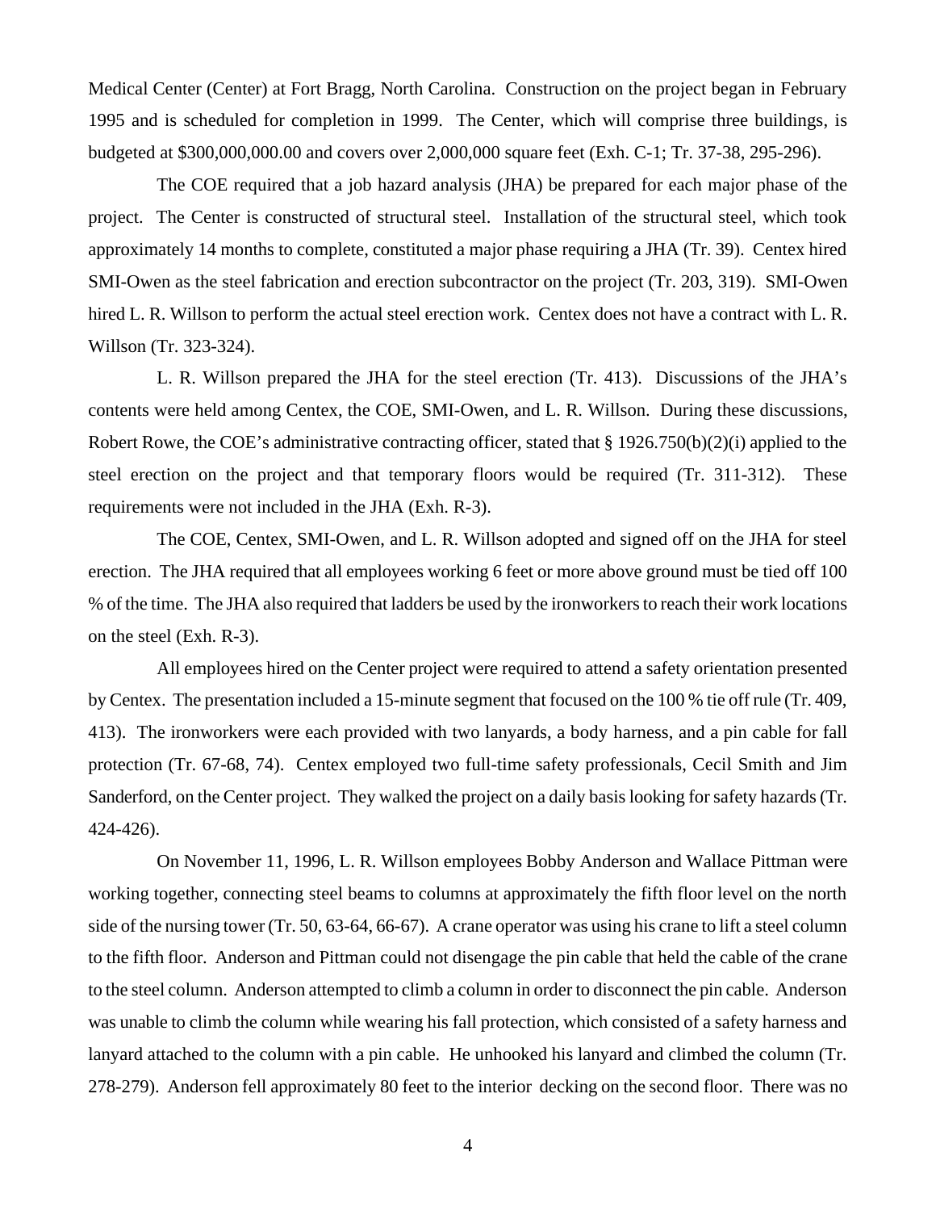Medical Center (Center) at Fort Bragg, North Carolina. Construction on the project began in February 1995 and is scheduled for completion in 1999. The Center, which will comprise three buildings, is budgeted at $300,000,000.00 and covers over 2,000,000 square feet (Exh. C-1; Tr. 37-38, 295-296).

The COE required that a job hazard analysis (JHA) be prepared for each major phase of the project. The Center is constructed of structural steel. Installation of the structural steel, which took approximately 14 months to complete, constituted a major phase requiring a JHA (Tr. 39). Centex hired SMI-Owen as the steel fabrication and erection subcontractor on the project (Tr. 203, 319). SMI-Owen hired L. R. Willson to perform the actual steel erection work. Centex does not have a contract with L. R. Willson (Tr. 323-324).

L. R. Willson prepared the JHA for the steel erection (Tr. 413). Discussions of the JHA's contents were held among Centex, the COE, SMI-Owen, and L. R. Willson. During these discussions, Robert Rowe, the COE's administrative contracting officer, stated that § 1926.750(b)(2)(i) applied to the steel erection on the project and that temporary floors would be required (Tr. 311-312). These requirements were not included in the JHA (Exh. R-3).

The COE, Centex, SMI-Owen, and L. R. Willson adopted and signed off on the JHA for steel erection. The JHA required that all employees working 6 feet or more above ground must be tied off 100 % of the time. The JHA also required that ladders be used by the ironworkers to reach their work locations on the steel (Exh. R-3).

All employees hired on the Center project were required to attend a safety orientation presented by Centex. The presentation included a 15-minute segment that focused on the 100 % tie off rule (Tr. 409, 413). The ironworkers were each provided with two lanyards, a body harness, and a pin cable for fall protection (Tr. 67-68, 74). Centex employed two full-time safety professionals, Cecil Smith and Jim Sanderford, on the Center project. They walked the project on a daily basis looking for safety hazards (Tr. 424-426).

On November 11, 1996, L. R. Willson employees Bobby Anderson and Wallace Pittman were working together, connecting steel beams to columns at approximately the fifth floor level on the north side of the nursing tower (Tr. 50, 63-64, 66-67). A crane operator was using his crane to lift a steel column to the fifth floor. Anderson and Pittman could not disengage the pin cable that held the cable of the crane to the steel column. Anderson attempted to climb a column in order to disconnect the pin cable. Anderson was unable to climb the column while wearing his fall protection, which consisted of a safety harness and lanyard attached to the column with a pin cable. He unhooked his lanyard and climbed the column (Tr. 278-279). Anderson fell approximately 80 feet to the interior decking on the second floor. There was no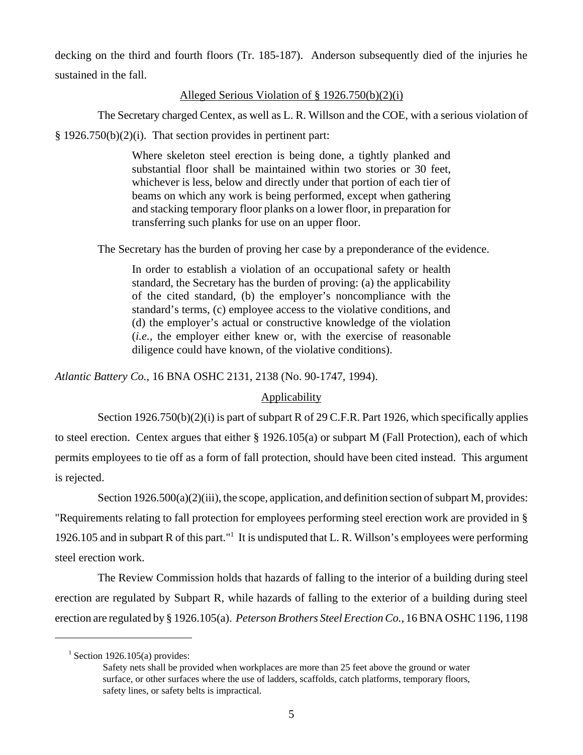decking on the third and fourth floors (Tr. 185-187). Anderson subsequently died of the injuries he sustained in the fall.

## Alleged Serious Violation of § 1926.750(b)(2)(i)

The Secretary charged Centex, as well as L. R. Willson and the COE, with a serious violation of § 1926.750(b)(2)(i). That section provides in pertinent part:

> Where skeleton steel erection is being done, a tightly planked and substantial floor shall be maintained within two stories or 30 feet, whichever is less, below and directly under that portion of each tier of beams on which any work is being performed, except when gathering and stacking temporary floor planks on a lower floor, in preparation for transferring such planks for use on an upper floor.

The Secretary has the burden of proving her case by a preponderance of the evidence.

> In order to establish a violation of an occupational safety or health standard, the Secretary has the burden of proving: (a) the applicability of the cited standard, (b) the employer's noncompliance with the standard's terms, (c) employee access to the violative conditions, and (d) the employer's actual or constructive knowledge of the violation (*i.e.*, the employer either knew or, with the exercise of reasonable diligence could have known, of the violative conditions).

*Atlantic Battery Co.*, 16 BNA OSHC 2131, 2138 (No. 90-1747, 1994).

### Applicability

Section 1926.750(b)(2)(i) is part of subpart R of 29 C.F.R. Part 1926, which specifically applies to steel erection. Centex argues that either § 1926.105(a) or subpart M (Fall Protection), each of which permits employees to tie off as a form of fall protection, should have been cited instead. This argument is rejected.

Section 1926.500(a)(2)(iii), the scope, application, and definition section of subpart M, provides: "Requirements relating to fall protection for employees performing steel erection work are provided in § 1926.105 and in subpart R of this part."[1] It is undisputed that L. R. Willson's employees were performing steel erection work.

The Review Commission holds that hazards of falling to the interior of a building during steel erection are regulated by Subpart R, while hazards of falling to the exterior of a building during steel erection are regulated by § 1926.105(a). *Peterson Brothers Steel Erection Co.*, 16 BNA OSHC 1196, 1198

---

[1] Section 1926.105(a) provides:

> Safety nets shall be provided when workplaces are more than 25 feet above the ground or water surface, or other surfaces where the use of ladders, scaffolds, catch platforms, temporary floors, safety lines, or safety belts is impractical.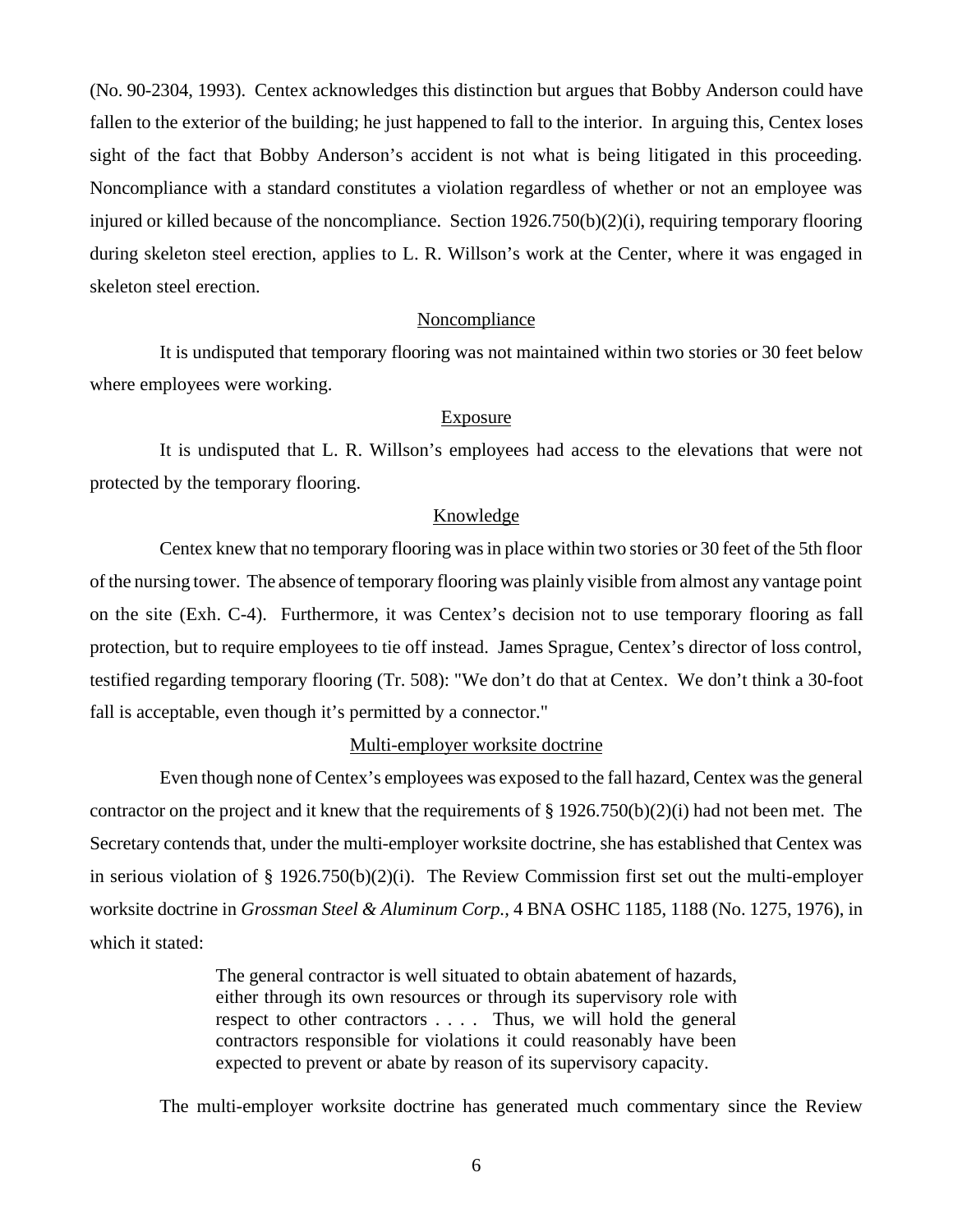(No. 90-2304, 1993). Centex acknowledges this distinction but argues that Bobby Anderson could have fallen to the exterior of the building; he just happened to fall to the interior. In arguing this, Centex loses sight of the fact that Bobby Anderson's accident is not what is being litigated in this proceeding. Noncompliance with a standard constitutes a violation regardless of whether or not an employee was injured or killed because of the noncompliance. Section 1926.750(b)(2)(i), requiring temporary flooring during skeleton steel erection, applies to L. R. Willson's work at the Center, where it was engaged in skeleton steel erection.

<u>Noncompliance</u>

It is undisputed that temporary flooring was not maintained within two stories or 30 feet below where employees were working.

<u>Exposure</u>

It is undisputed that L. R. Willson's employees had access to the elevations that were not protected by the temporary flooring.

<u>Knowledge</u>

Centex knew that no temporary flooring was in place within two stories or 30 feet of the 5th floor of the nursing tower. The absence of temporary flooring was plainly visible from almost any vantage point on the site (Exh. C-4). Furthermore, it was Centex's decision not to use temporary flooring as fall protection, but to require employees to tie off instead. James Sprague, Centex's director of loss control, testified regarding temporary flooring (Tr. 508): "We don't do that at Centex. We don't think a 30-foot fall is acceptable, even though it's permitted by a connector."

<u>Multi-employer worksite doctrine</u>

Even though none of Centex's employees was exposed to the fall hazard, Centex was the general contractor on the project and it knew that the requirements of § 1926.750(b)(2)(i) had not been met. The Secretary contends that, under the multi-employer worksite doctrine, she has established that Centex was in serious violation of § 1926.750(b)(2)(i). The Review Commission first set out the multi-employer worksite doctrine in *Grossman Steel & Aluminum Corp.*, 4 BNA OSHC 1185, 1188 (No. 1275, 1976), in which it stated:

> The general contractor is well situated to obtain abatement of hazards, either through its own resources or through its supervisory role with respect to other contractors . . . . Thus, we will hold the general contractors responsible for violations it could reasonably have been expected to prevent or abate by reason of its supervisory capacity.

The multi-employer worksite doctrine has generated much commentary since the Review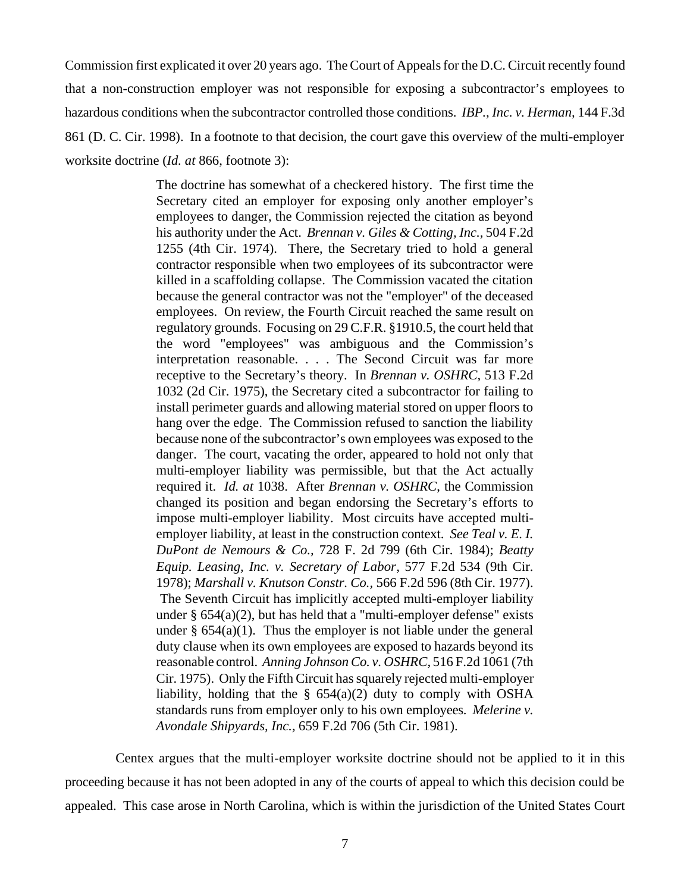Commission first explicated it over 20 years ago. The Court of Appeals for the D.C. Circuit recently found that a non-construction employer was not responsible for exposing a subcontractor's employees to hazardous conditions when the subcontractor controlled those conditions. *IBP., Inc. v. Herman*, 144 F.3d 861 (D. C. Cir. 1998). In a footnote to that decision, the court gave this overview of the multi-employer worksite doctrine (*Id. at* 866, footnote 3):

> The doctrine has somewhat of a checkered history. The first time the Secretary cited an employer for exposing only another employer's employees to danger, the Commission rejected the citation as beyond his authority under the Act. *Brennan v. Giles & Cotting, Inc.,* 504 F.2d 1255 (4th Cir. 1974). There, the Secretary tried to hold a general contractor responsible when two employees of its subcontractor were killed in a scaffolding collapse. The Commission vacated the citation because the general contractor was not the "employer" of the deceased employees. On review, the Fourth Circuit reached the same result on regulatory grounds. Focusing on 29 C.F.R. §1910.5, the court held that the word "employees" was ambiguous and the Commission's interpretation reasonable. . . . The Second Circuit was far more receptive to the Secretary's theory. In *Brennan v. OSHRC,* 513 F.2d 1032 (2d Cir. 1975), the Secretary cited a subcontractor for failing to install perimeter guards and allowing material stored on upper floors to hang over the edge. The Commission refused to sanction the liability because none of the subcontractor's own employees was exposed to the danger. The court, vacating the order, appeared to hold not only that multi-employer liability was permissible, but that the Act actually required it. *Id. at* 1038. After *Brennan v. OSHRC*, the Commission changed its position and began endorsing the Secretary's efforts to impose multi-employer liability. Most circuits have accepted multi-employer liability, at least in the construction context. *See Teal v. E. I. DuPont de Nemours & Co.,* 728 F. 2d 799 (6th Cir. 1984); *Beatty Equip. Leasing, Inc. v. Secretary of Labor,* 577 F.2d 534 (9th Cir. 1978); *Marshall v. Knutson Constr. Co.,* 566 F.2d 596 (8th Cir. 1977). The Seventh Circuit has implicitly accepted multi-employer liability under § 654(a)(2), but has held that a "multi-employer defense" exists under § 654(a)(1). Thus the employer is not liable under the general duty clause when its own employees are exposed to hazards beyond its reasonable control. *Anning Johnson Co. v. OSHRC,* 516 F.2d 1061 (7th Cir. 1975). Only the Fifth Circuit has squarely rejected multi-employer liability, holding that the § 654(a)(2) duty to comply with OSHA standards runs from employer only to his own employees. *Melerine v. Avondale Shipyards, Inc.,* 659 F.2d 706 (5th Cir. 1981).

Centex argues that the multi-employer worksite doctrine should not be applied to it in this proceeding because it has not been adopted in any of the courts of appeal to which this decision could be appealed. This case arose in North Carolina, which is within the jurisdiction of the United States Court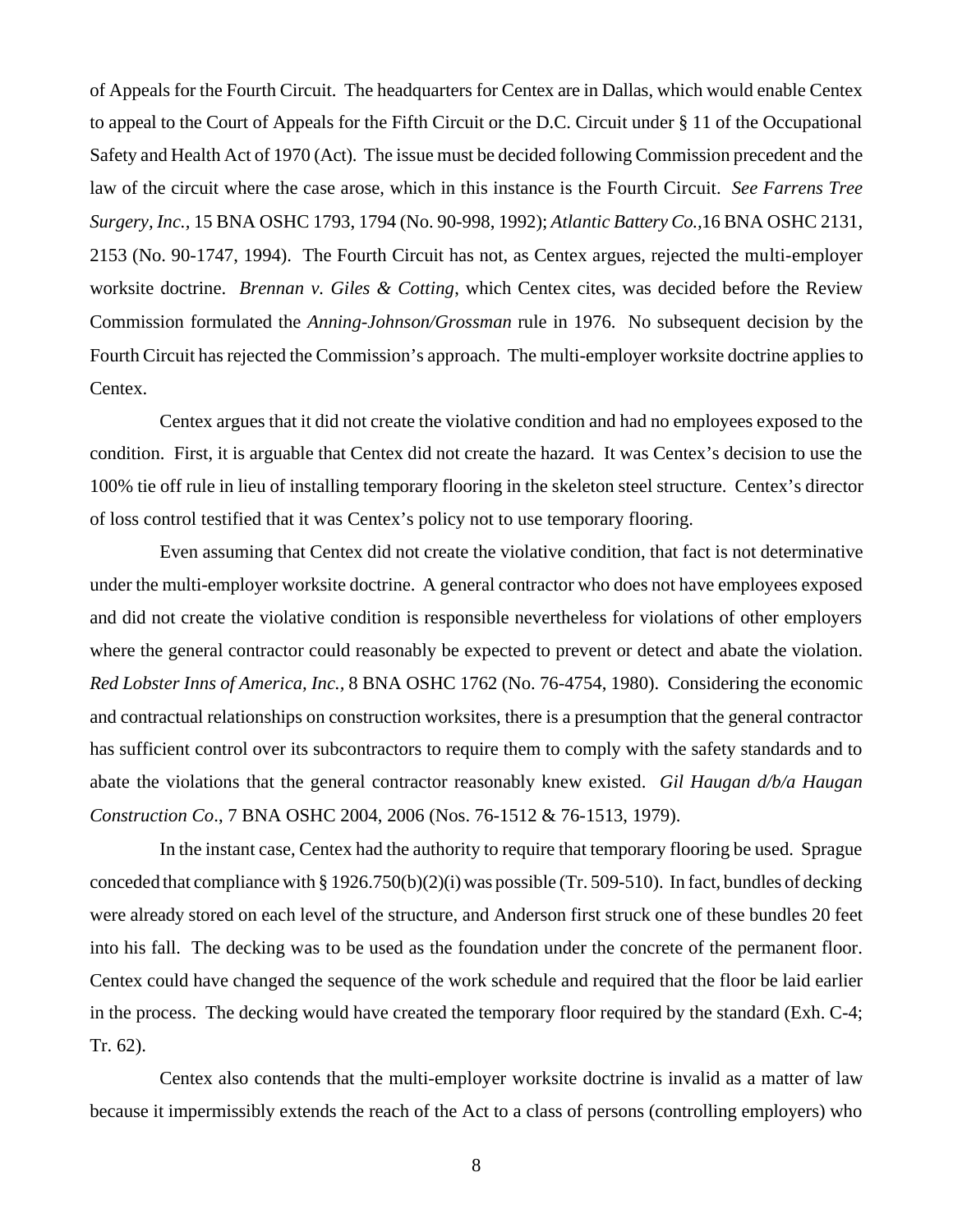of Appeals for the Fourth Circuit. The headquarters for Centex are in Dallas, which would enable Centex to appeal to the Court of Appeals for the Fifth Circuit or the D.C. Circuit under § 11 of the Occupational Safety and Health Act of 1970 (Act). The issue must be decided following Commission precedent and the law of the circuit where the case arose, which in this instance is the Fourth Circuit. *See Farrens Tree Surgery, Inc.*, 15 BNA OSHC 1793, 1794 (No. 90-998, 1992); *Atlantic Battery Co.*,16 BNA OSHC 2131, 2153 (No. 90-1747, 1994). The Fourth Circuit has not, as Centex argues, rejected the multi-employer worksite doctrine. *Brennan v. Giles & Cotting*, which Centex cites, was decided before the Review Commission formulated the *Anning-Johnson/Grossman* rule in 1976. No subsequent decision by the Fourth Circuit has rejected the Commission's approach. The multi-employer worksite doctrine applies to Centex.

Centex argues that it did not create the violative condition and had no employees exposed to the condition. First, it is arguable that Centex did not create the hazard. It was Centex's decision to use the 100% tie off rule in lieu of installing temporary flooring in the skeleton steel structure. Centex's director of loss control testified that it was Centex's policy not to use temporary flooring.

Even assuming that Centex did not create the violative condition, that fact is not determinative under the multi-employer worksite doctrine. A general contractor who does not have employees exposed and did not create the violative condition is responsible nevertheless for violations of other employers where the general contractor could reasonably be expected to prevent or detect and abate the violation. *Red Lobster Inns of America, Inc.*, 8 BNA OSHC 1762 (No. 76-4754, 1980). Considering the economic and contractual relationships on construction worksites, there is a presumption that the general contractor has sufficient control over its subcontractors to require them to comply with the safety standards and to abate the violations that the general contractor reasonably knew existed. *Gil Haugan d/b/a Haugan Construction Co*., 7 BNA OSHC 2004, 2006 (Nos. 76-1512 & 76-1513, 1979).

In the instant case, Centex had the authority to require that temporary flooring be used. Sprague conceded that compliance with § 1926.750(b)(2)(i) was possible (Tr. 509-510). In fact, bundles of decking were already stored on each level of the structure, and Anderson first struck one of these bundles 20 feet into his fall. The decking was to be used as the foundation under the concrete of the permanent floor. Centex could have changed the sequence of the work schedule and required that the floor be laid earlier in the process. The decking would have created the temporary floor required by the standard (Exh. C-4; Tr. 62).

Centex also contends that the multi-employer worksite doctrine is invalid as a matter of law because it impermissibly extends the reach of the Act to a class of persons (controlling employers) who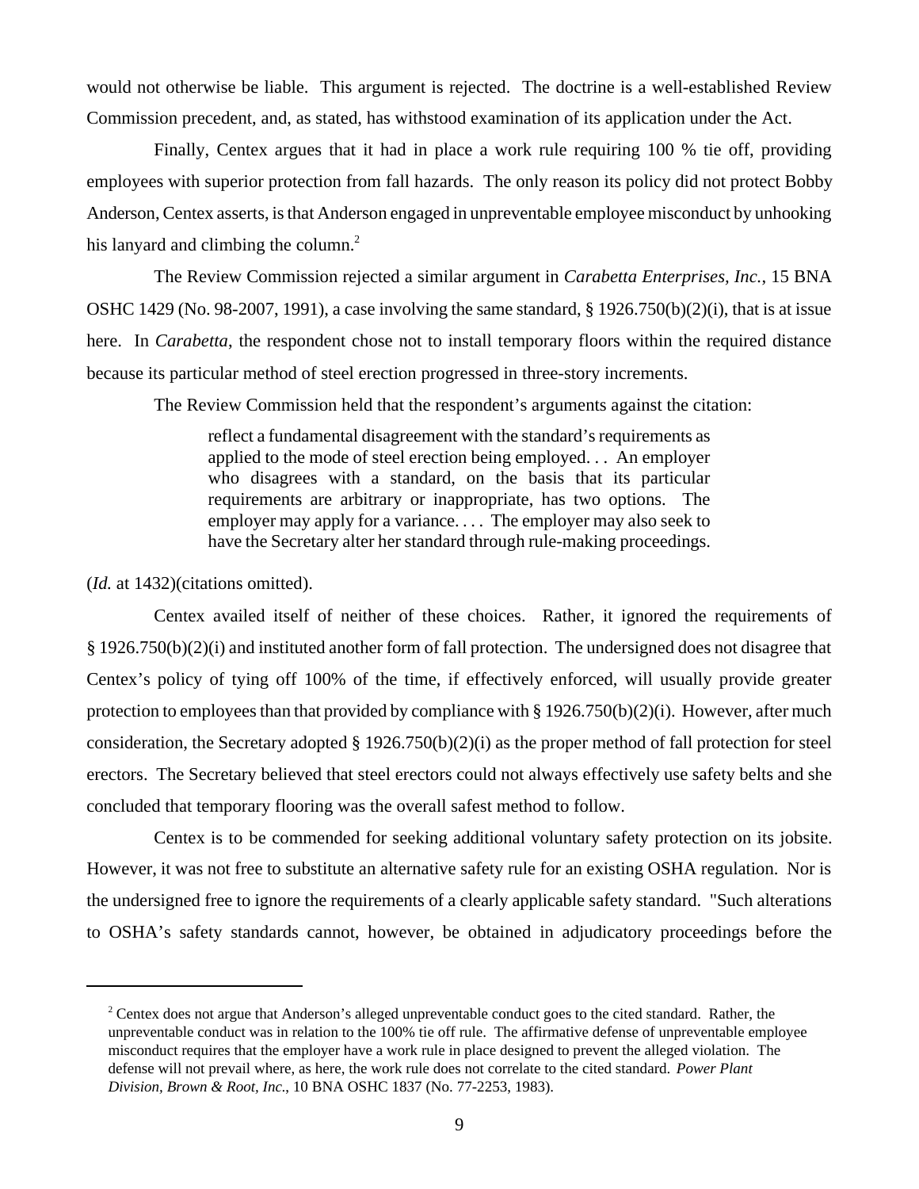would not otherwise be liable. This argument is rejected. The doctrine is a well-established Review Commission precedent, and, as stated, has withstood examination of its application under the Act.

Finally, Centex argues that it had in place a work rule requiring 100 % tie off, providing employees with superior protection from fall hazards. The only reason its policy did not protect Bobby Anderson, Centex asserts, is that Anderson engaged in unpreventable employee misconduct by unhooking his lanyard and climbing the column.[2]

The Review Commission rejected a similar argument in *Carabetta Enterprises, Inc.*, 15 BNA OSHC 1429 (No. 98-2007, 1991), a case involving the same standard, § 1926.750(b)(2)(i), that is at issue here. In *Carabetta*, the respondent chose not to install temporary floors within the required distance because its particular method of steel erection progressed in three-story increments.

The Review Commission held that the respondent's arguments against the citation:

> reflect a fundamental disagreement with the standard's requirements as applied to the mode of steel erection being employed. . . An employer who disagrees with a standard, on the basis that its particular requirements are arbitrary or inappropriate, has two options. The employer may apply for a variance. . . . The employer may also seek to have the Secretary alter her standard through rule-making proceedings.

(*Id.* at 1432)(citations omitted).

Centex availed itself of neither of these choices. Rather, it ignored the requirements of § 1926.750(b)(2)(i) and instituted another form of fall protection. The undersigned does not disagree that Centex's policy of tying off 100% of the time, if effectively enforced, will usually provide greater protection to employees than that provided by compliance with § 1926.750(b)(2)(i). However, after much consideration, the Secretary adopted § 1926.750(b)(2)(i) as the proper method of fall protection for steel erectors. The Secretary believed that steel erectors could not always effectively use safety belts and she concluded that temporary flooring was the overall safest method to follow.

Centex is to be commended for seeking additional voluntary safety protection on its jobsite. However, it was not free to substitute an alternative safety rule for an existing OSHA regulation. Nor is the undersigned free to ignore the requirements of a clearly applicable safety standard. "Such alterations to OSHA's safety standards cannot, however, be obtained in adjudicatory proceedings before the

---

[2] Centex does not argue that Anderson's alleged unpreventable conduct goes to the cited standard. Rather, the unpreventable conduct was in relation to the 100% tie off rule. The affirmative defense of unpreventable employee misconduct requires that the employer have a work rule in place designed to prevent the alleged violation. The defense will not prevail where, as here, the work rule does not correlate to the cited standard. *Power Plant Division, Brown & Root, Inc.*, 10 BNA OSHC 1837 (No. 77-2253, 1983).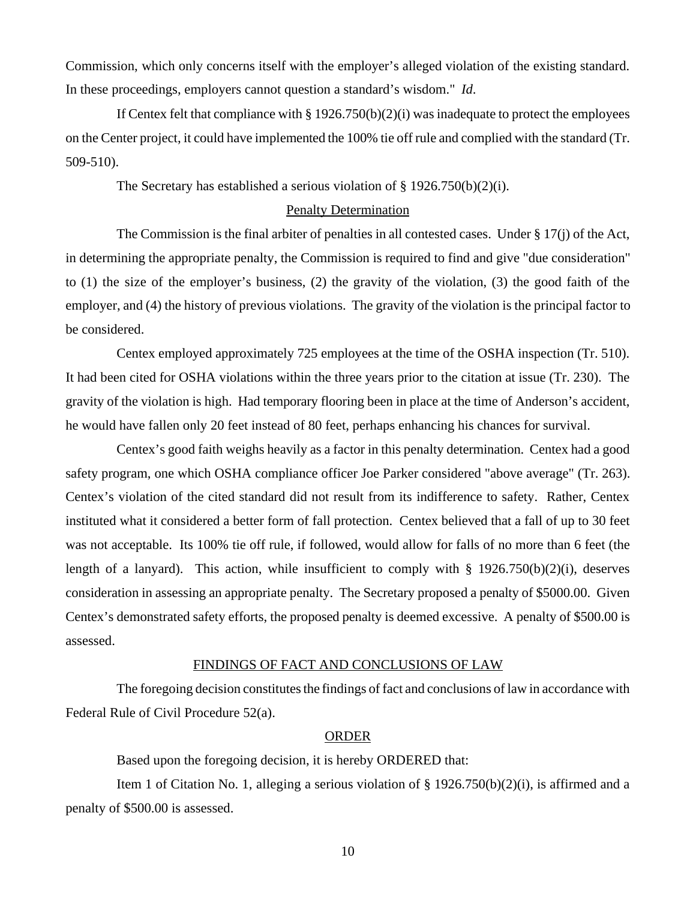Commission, which only concerns itself with the employer's alleged violation of the existing standard. In these proceedings, employers cannot question a standard's wisdom." *Id.*

If Centex felt that compliance with § 1926.750(b)(2)(i) was inadequate to protect the employees on the Center project, it could have implemented the 100% tie off rule and complied with the standard (Tr. 509-510).

The Secretary has established a serious violation of § 1926.750(b)(2)(i).

## Penalty Determination

The Commission is the final arbiter of penalties in all contested cases. Under § 17(j) of the Act, in determining the appropriate penalty, the Commission is required to find and give "due consideration" to (1) the size of the employer's business, (2) the gravity of the violation, (3) the good faith of the employer, and (4) the history of previous violations. The gravity of the violation is the principal factor to be considered.

Centex employed approximately 725 employees at the time of the OSHA inspection (Tr. 510). It had been cited for OSHA violations within the three years prior to the citation at issue (Tr. 230). The gravity of the violation is high. Had temporary flooring been in place at the time of Anderson's accident, he would have fallen only 20 feet instead of 80 feet, perhaps enhancing his chances for survival.

Centex's good faith weighs heavily as a factor in this penalty determination. Centex had a good safety program, one which OSHA compliance officer Joe Parker considered "above average" (Tr. 263). Centex's violation of the cited standard did not result from its indifference to safety. Rather, Centex instituted what it considered a better form of fall protection. Centex believed that a fall of up to 30 feet was not acceptable. Its 100% tie off rule, if followed, would allow for falls of no more than 6 feet (the length of a lanyard). This action, while insufficient to comply with § 1926.750(b)(2)(i), deserves consideration in assessing an appropriate penalty. The Secretary proposed a penalty of $5000.00. Given Centex's demonstrated safety efforts, the proposed penalty is deemed excessive. A penalty of $500.00 is assessed.

## FINDINGS OF FACT AND CONCLUSIONS OF LAW

The foregoing decision constitutes the findings of fact and conclusions of law in accordance with Federal Rule of Civil Procedure 52(a).

## ORDER

Based upon the foregoing decision, it is hereby ORDERED that:

Item 1 of Citation No. 1, alleging a serious violation of § 1926.750(b)(2)(i), is affirmed and a penalty of $500.00 is assessed.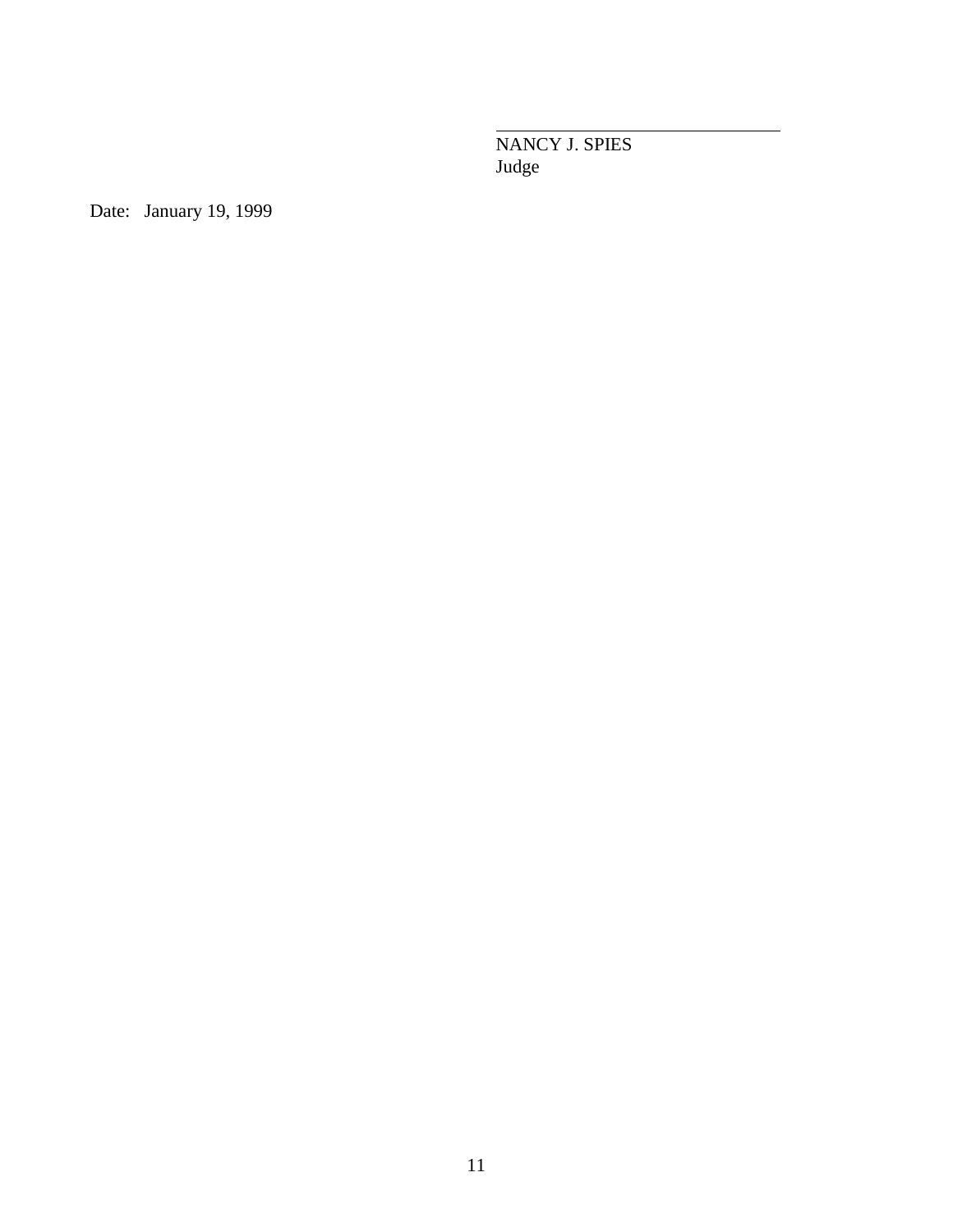NANCY J. SPIES
Judge

Date: January 19, 1999